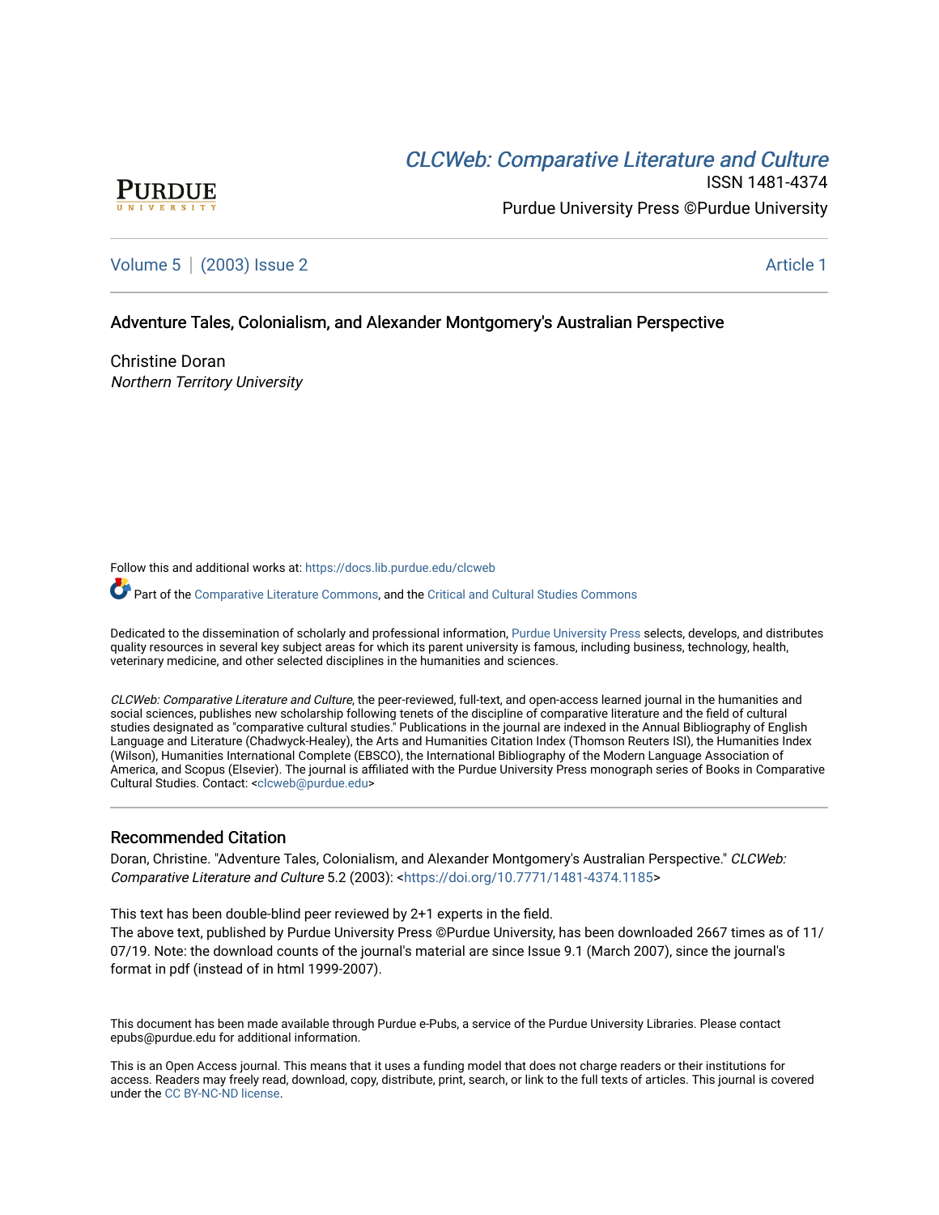CLCWeb: Comparative Literature and Culture

ISSN 1481-4374

Purdue University Press ©Purdue University

Volume 5 | (2003) Issue 2 | Article 1

# Adventure Tales, Colonialism, and Alexander Montgomery's Australian Perspective

Christine Doran
*Northern Territory University*

Follow this and additional works at: https://docs.lib.purdue.edu/clcweb

Part of the Comparative Literature Commons, and the Critical and Cultural Studies Commons

Dedicated to the dissemination of scholarly and professional information, Purdue University Press selects, develops, and distributes quality resources in several key subject areas for which its parent university is famous, including business, technology, health, veterinary medicine, and other selected disciplines in the humanities and sciences.

*CLCWeb: Comparative Literature and Culture*, the peer-reviewed, full-text, and open-access learned journal in the humanities and social sciences, publishes new scholarship following tenets of the discipline of comparative literature and the field of cultural studies designated as "comparative cultural studies." Publications in the journal are indexed in the Annual Bibliography of English Language and Literature (Chadwyck-Healey), the Arts and Humanities Citation Index (Thomson Reuters ISI), the Humanities Index (Wilson), Humanities International Complete (EBSCO), the International Bibliography of the Modern Language Association of America, and Scopus (Elsevier). The journal is affiliated with the Purdue University Press monograph series of Books in Comparative Cultural Studies. Contact: <clcweb@purdue.edu>

## Recommended Citation

Doran, Christine. "Adventure Tales, Colonialism, and Alexander Montgomery's Australian Perspective." *CLCWeb: Comparative Literature and Culture* 5.2 (2003): <https://doi.org/10.7771/1481-4374.1185>

This text has been double-blind peer reviewed by 2+1 experts in the field.
The above text, published by Purdue University Press ©Purdue University, has been downloaded 2667 times as of 11/07/19. Note: the download counts of the journal's material are since Issue 9.1 (March 2007), since the journal's format in pdf (instead of in html 1999-2007).

This document has been made available through Purdue e-Pubs, a service of the Purdue University Libraries. Please contact epubs@purdue.edu for additional information.

This is an Open Access journal. This means that it uses a funding model that does not charge readers or their institutions for access. Readers may freely read, download, copy, distribute, print, search, or link to the full texts of articles. This journal is covered under the CC BY-NC-ND license.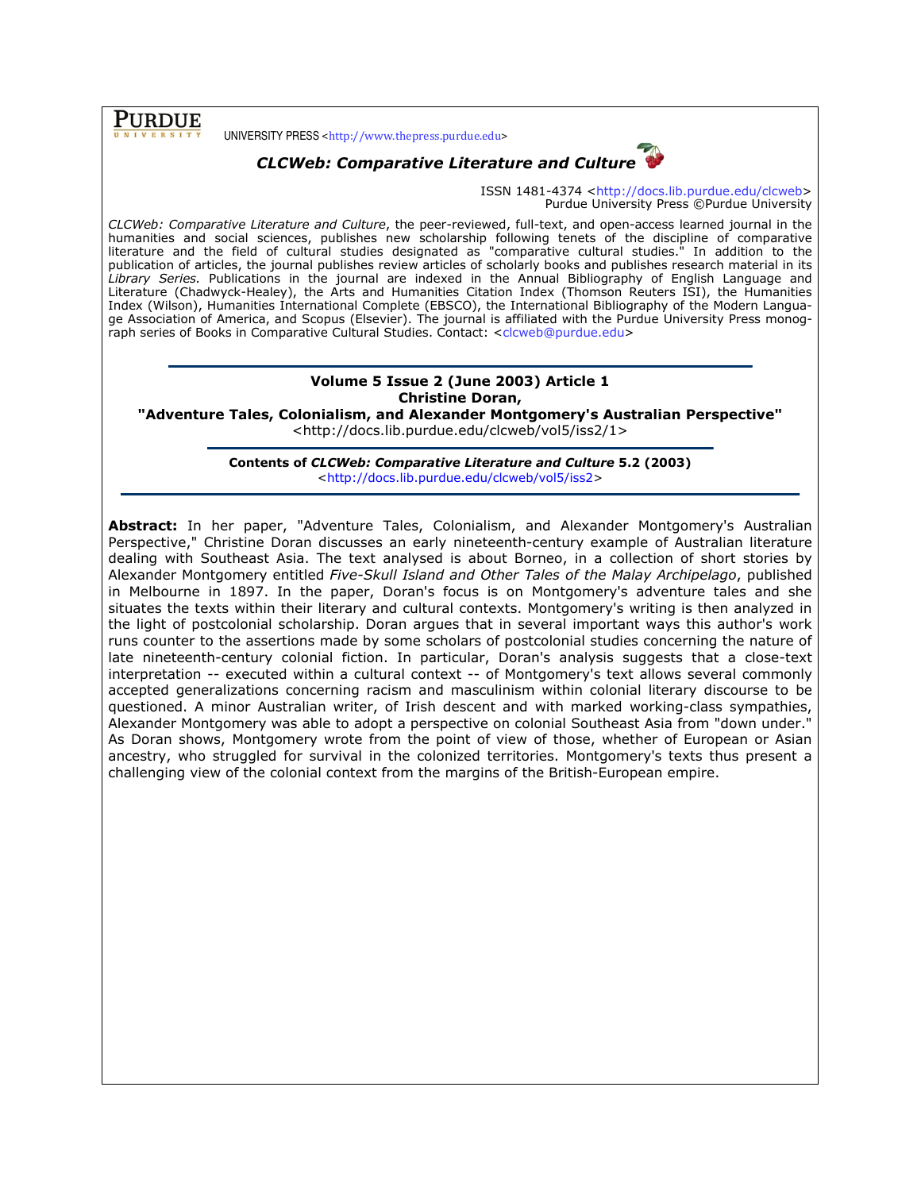UNIVERSITY PRESS <http://www.thepress.purdue.edu>

# *CLCWeb: Comparative Literature and Culture*

ISSN 1481-4374 <http://docs.lib.purdue.edu/clcweb>
Purdue University Press ©Purdue University

*CLCWeb: Comparative Literature and Culture*, the peer-reviewed, full-text, and open-access learned journal in the humanities and social sciences, publishes new scholarship following tenets of the discipline of comparative literature and the field of cultural studies designated as "comparative cultural studies." In addition to the publication of articles, the journal publishes review articles of scholarly books and publishes research material in its *Library Series*. Publications in the journal are indexed in the Annual Bibliography of English Language and Literature (Chadwyck-Healey), the Arts and Humanities Citation Index (Thomson Reuters ISI), the Humanities Index (Wilson), Humanities International Complete (EBSCO), the International Bibliography of the Modern Language Association of America, and Scopus (Elsevier). The journal is affiliated with the Purdue University Press monograph series of Books in Comparative Cultural Studies. Contact: <clcweb@purdue.edu>

---

**Volume 5 Issue 2 (June 2003) Article 1**
**Christine Doran,**
**"Adventure Tales, Colonialism, and Alexander Montgomery's Australian Perspective"**
<http://docs.lib.purdue.edu/clcweb/vol5/iss2/1>

---

**Contents of *CLCWeb: Comparative Literature and Culture* 5.2 (2003)**
<http://docs.lib.purdue.edu/clcweb/vol5/iss2>

---

**Abstract:** In her paper, "Adventure Tales, Colonialism, and Alexander Montgomery's Australian Perspective," Christine Doran discusses an early nineteenth-century example of Australian literature dealing with Southeast Asia. The text analysed is about Borneo, in a collection of short stories by Alexander Montgomery entitled *Five-Skull Island and Other Tales of the Malay Archipelago*, published in Melbourne in 1897. In the paper, Doran's focus is on Montgomery's adventure tales and she situates the texts within their literary and cultural contexts. Montgomery's writing is then analyzed in the light of postcolonial scholarship. Doran argues that in several important ways this author's work runs counter to the assertions made by some scholars of postcolonial studies concerning the nature of late nineteenth-century colonial fiction. In particular, Doran's analysis suggests that a close-text interpretation -- executed within a cultural context -- of Montgomery's text allows several commonly accepted generalizations concerning racism and masculinism within colonial literary discourse to be questioned. A minor Australian writer, of Irish descent and with marked working-class sympathies, Alexander Montgomery was able to adopt a perspective on colonial Southeast Asia from "down under." As Doran shows, Montgomery wrote from the point of view of those, whether of European or Asian ancestry, who struggled for survival in the colonized territories. Montgomery's texts thus present a challenging view of the colonial context from the margins of the British-European empire.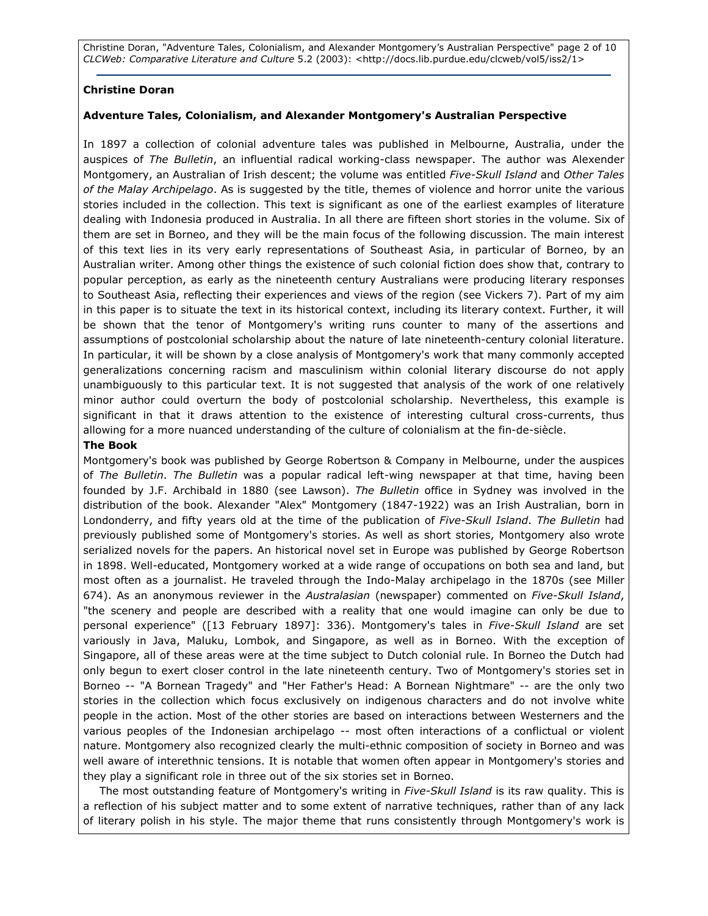**Christine Doran**

**Adventure Tales, Colonialism, and Alexander Montgomery's Australian Perspective**

In 1897 a collection of colonial adventure tales was published in Melbourne, Australia, under the auspices of *The Bulletin*, an influential radical working-class newspaper. The author was Alexander Montgomery, an Australian of Irish descent; the volume was entitled *Five-Skull Island* and *Other Tales of the Malay Archipelago*. As is suggested by the title, themes of violence and horror unite the various stories included in the collection. This text is significant as one of the earliest examples of literature dealing with Indonesia produced in Australia. In all there are fifteen short stories in the volume. Six of them are set in Borneo, and they will be the main focus of the following discussion. The main interest of this text lies in its very early representations of Southeast Asia, in particular of Borneo, by an Australian writer. Among other things the existence of such colonial fiction does show that, contrary to popular perception, as early as the nineteenth century Australians were producing literary responses to Southeast Asia, reflecting their experiences and views of the region (see Vickers 7). Part of my aim in this paper is to situate the text in its historical context, including its literary context. Further, it will be shown that the tenor of Montgomery's writing runs counter to many of the assertions and assumptions of postcolonial scholarship about the nature of late nineteenth-century colonial literature. In particular, it will be shown by a close analysis of Montgomery's work that many commonly accepted generalizations concerning racism and masculinism within colonial literary discourse do not apply unambiguously to this particular text. It is not suggested that analysis of the work of one relatively minor author could overturn the body of postcolonial scholarship. Nevertheless, this example is significant in that it draws attention to the existence of interesting cultural cross-currents, thus allowing for a more nuanced understanding of the culture of colonialism at the fin-de-siècle.

**The Book**

Montgomery's book was published by George Robertson & Company in Melbourne, under the auspices of *The Bulletin*. *The Bulletin* was a popular radical left-wing newspaper at that time, having been founded by J.F. Archibald in 1880 (see Lawson). *The Bulletin* office in Sydney was involved in the distribution of the book. Alexander "Alex" Montgomery (1847-1922) was an Irish Australian, born in Londonderry, and fifty years old at the time of the publication of *Five-Skull Island*. *The Bulletin* had previously published some of Montgomery's stories. As well as short stories, Montgomery also wrote serialized novels for the papers. An historical novel set in Europe was published by George Robertson in 1898. Well-educated, Montgomery worked at a wide range of occupations on both sea and land, but most often as a journalist. He traveled through the Indo-Malay archipelago in the 1870s (see Miller 674). As an anonymous reviewer in the *Australasian* (newspaper) commented on *Five-Skull Island*, "the scenery and people are described with a reality that one would imagine can only be due to personal experience" ([13 February 1897]: 336). Montgomery's tales in *Five-Skull Island* are set variously in Java, Maluku, Lombok, and Singapore, as well as in Borneo. With the exception of Singapore, all of these areas were at the time subject to Dutch colonial rule. In Borneo the Dutch had only begun to exert closer control in the late nineteenth century. Two of Montgomery's stories set in Borneo -- "A Bornean Tragedy" and "Her Father's Head: A Bornean Nightmare" -- are the only two stories in the collection which focus exclusively on indigenous characters and do not involve white people in the action. Most of the other stories are based on interactions between Westerners and the various peoples of the Indonesian archipelago -- most often interactions of a conflictual or violent nature. Montgomery also recognized clearly the multi-ethnic composition of society in Borneo and was well aware of interethnic tensions. It is notable that women often appear in Montgomery's stories and they play a significant role in three out of the six stories set in Borneo.

The most outstanding feature of Montgomery's writing in *Five-Skull Island* is its raw quality. This is a reflection of his subject matter and to some extent of narrative techniques, rather than of any lack of literary polish in his style. The major theme that runs consistently through Montgomery's work is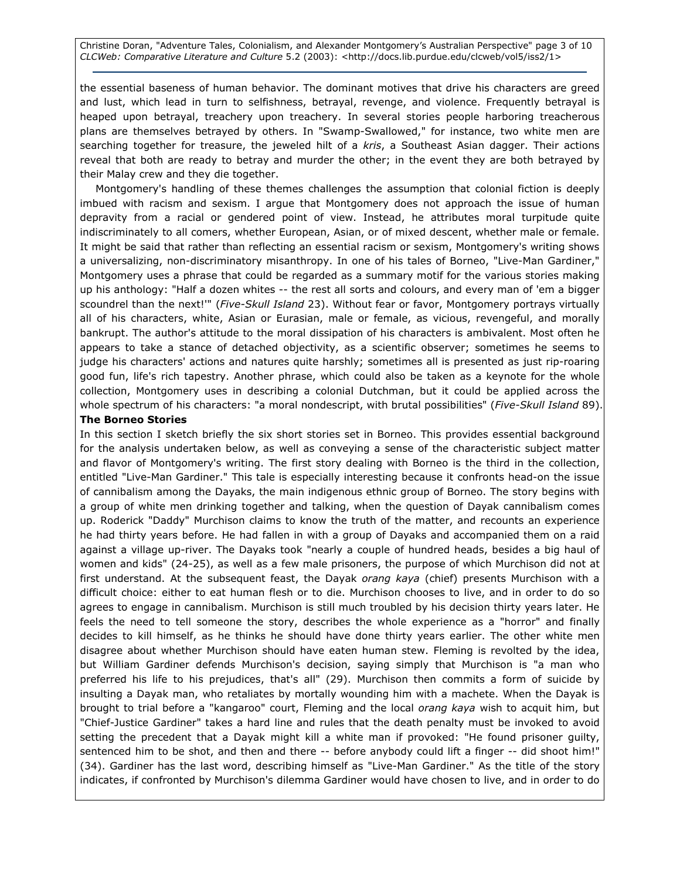the essential baseness of human behavior. The dominant motives that drive his characters are greed and lust, which lead in turn to selfishness, betrayal, revenge, and violence. Frequently betrayal is heaped upon betrayal, treachery upon treachery. In several stories people harboring treacherous plans are themselves betrayed by others. In "Swamp-Swallowed," for instance, two white men are searching together for treasure, the jeweled hilt of a *kris*, a Southeast Asian dagger. Their actions reveal that both are ready to betray and murder the other; in the event they are both betrayed by their Malay crew and they die together.

Montgomery's handling of these themes challenges the assumption that colonial fiction is deeply imbued with racism and sexism. I argue that Montgomery does not approach the issue of human depravity from a racial or gendered point of view. Instead, he attributes moral turpitude quite indiscriminately to all comers, whether European, Asian, or of mixed descent, whether male or female. It might be said that rather than reflecting an essential racism or sexism, Montgomery's writing shows a universalizing, non-discriminatory misanthropy. In one of his tales of Borneo, "Live-Man Gardiner," Montgomery uses a phrase that could be regarded as a summary motif for the various stories making up his anthology: "Half a dozen whites -- the rest all sorts and colours, and every man of 'em a bigger scoundrel than the next!'" (*Five-Skull Island* 23). Without fear or favor, Montgomery portrays virtually all of his characters, white, Asian or Eurasian, male or female, as vicious, revengeful, and morally bankrupt. The author's attitude to the moral dissipation of his characters is ambivalent. Most often he appears to take a stance of detached objectivity, as a scientific observer; sometimes he seems to judge his characters' actions and natures quite harshly; sometimes all is presented as just rip-roaring good fun, life's rich tapestry. Another phrase, which could also be taken as a keynote for the whole collection, Montgomery uses in describing a colonial Dutchman, but it could be applied across the whole spectrum of his characters: "a moral nondescript, with brutal possibilities" (*Five-Skull Island* 89).

**The Borneo Stories**

In this section I sketch briefly the six short stories set in Borneo. This provides essential background for the analysis undertaken below, as well as conveying a sense of the characteristic subject matter and flavor of Montgomery's writing. The first story dealing with Borneo is the third in the collection, entitled "Live-Man Gardiner." This tale is especially interesting because it confronts head-on the issue of cannibalism among the Dayaks, the main indigenous ethnic group of Borneo. The story begins with a group of white men drinking together and talking, when the question of Dayak cannibalism comes up. Roderick "Daddy" Murchison claims to know the truth of the matter, and recounts an experience he had thirty years before. He had fallen in with a group of Dayaks and accompanied them on a raid against a village up-river. The Dayaks took "nearly a couple of hundred heads, besides a big haul of women and kids" (24-25), as well as a few male prisoners, the purpose of which Murchison did not at first understand. At the subsequent feast, the Dayak *orang kaya* (chief) presents Murchison with a difficult choice: either to eat human flesh or to die. Murchison chooses to live, and in order to do so agrees to engage in cannibalism. Murchison is still much troubled by his decision thirty years later. He feels the need to tell someone the story, describes the whole experience as a "horror" and finally decides to kill himself, as he thinks he should have done thirty years earlier. The other white men disagree about whether Murchison should have eaten human stew. Fleming is revolted by the idea, but William Gardiner defends Murchison's decision, saying simply that Murchison is "a man who preferred his life to his prejudices, that's all" (29). Murchison then commits a form of suicide by insulting a Dayak man, who retaliates by mortally wounding him with a machete. When the Dayak is brought to trial before a "kangaroo" court, Fleming and the local *orang kaya* wish to acquit him, but "Chief-Justice Gardiner" takes a hard line and rules that the death penalty must be invoked to avoid setting the precedent that a Dayak might kill a white man if provoked: "He found prisoner guilty, sentenced him to be shot, and then and there -- before anybody could lift a finger -- did shoot him!" (34). Gardiner has the last word, describing himself as "Live-Man Gardiner." As the title of the story indicates, if confronted by Murchison's dilemma Gardiner would have chosen to live, and in order to do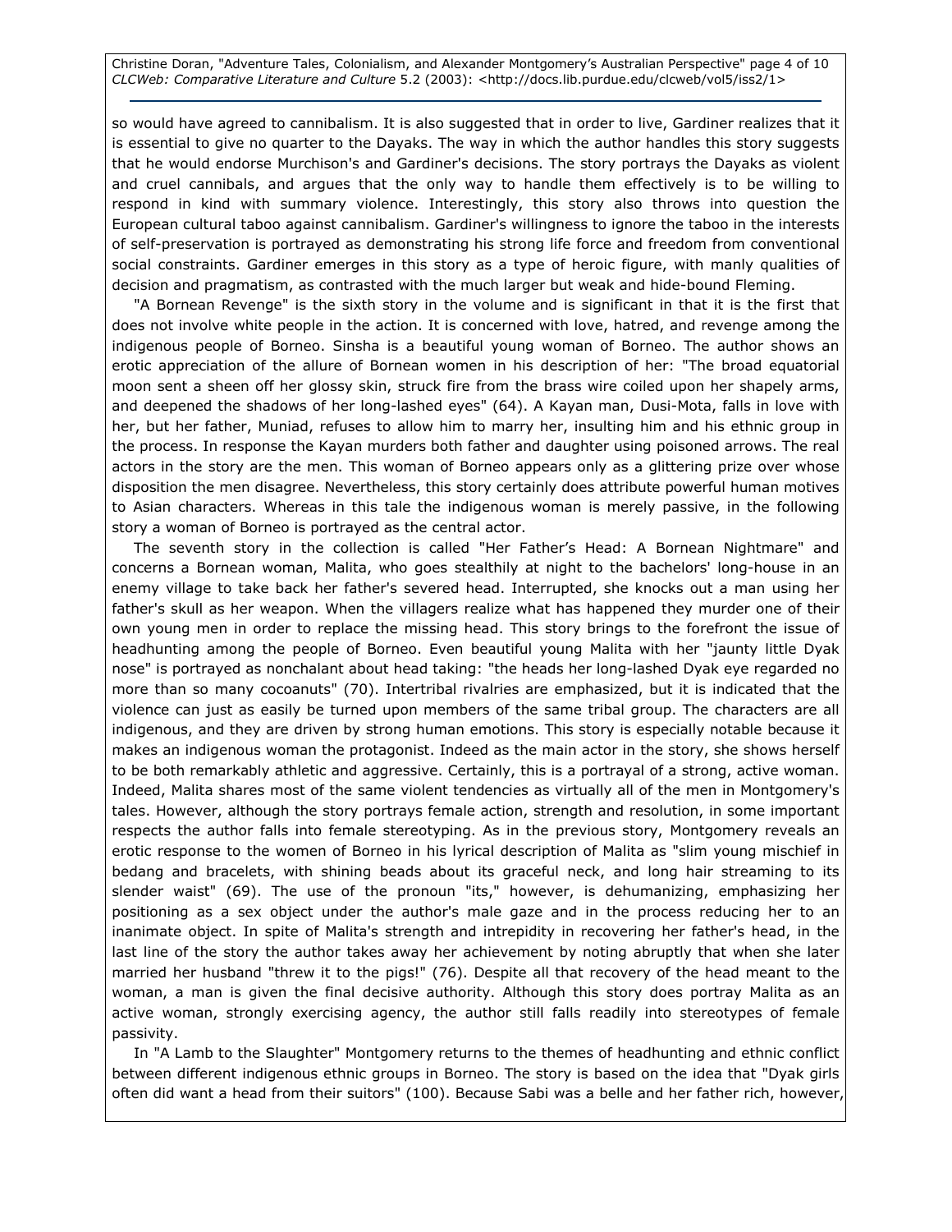so would have agreed to cannibalism. It is also suggested that in order to live, Gardiner realizes that it is essential to give no quarter to the Dayaks. The way in which the author handles this story suggests that he would endorse Murchison's and Gardiner's decisions. The story portrays the Dayaks as violent and cruel cannibals, and argues that the only way to handle them effectively is to be willing to respond in kind with summary violence. Interestingly, this story also throws into question the European cultural taboo against cannibalism. Gardiner's willingness to ignore the taboo in the interests of self-preservation is portrayed as demonstrating his strong life force and freedom from conventional social constraints. Gardiner emerges in this story as a type of heroic figure, with manly qualities of decision and pragmatism, as contrasted with the much larger but weak and hide-bound Fleming.

"A Bornean Revenge" is the sixth story in the volume and is significant in that it is the first that does not involve white people in the action. It is concerned with love, hatred, and revenge among the indigenous people of Borneo. Sinsha is a beautiful young woman of Borneo. The author shows an erotic appreciation of the allure of Bornean women in his description of her: "The broad equatorial moon sent a sheen off her glossy skin, struck fire from the brass wire coiled upon her shapely arms, and deepened the shadows of her long-lashed eyes" (64). A Kayan man, Dusi-Mota, falls in love with her, but her father, Muniad, refuses to allow him to marry her, insulting him and his ethnic group in the process. In response the Kayan murders both father and daughter using poisoned arrows. The real actors in the story are the men. This woman of Borneo appears only as a glittering prize over whose disposition the men disagree. Nevertheless, this story certainly does attribute powerful human motives to Asian characters. Whereas in this tale the indigenous woman is merely passive, in the following story a woman of Borneo is portrayed as the central actor.

The seventh story in the collection is called "Her Father's Head: A Bornean Nightmare" and concerns a Bornean woman, Malita, who goes stealthily at night to the bachelors' long-house in an enemy village to take back her father's severed head. Interrupted, she knocks out a man using her father's skull as her weapon. When the villagers realize what has happened they murder one of their own young men in order to replace the missing head. This story brings to the forefront the issue of headhunting among the people of Borneo. Even beautiful young Malita with her "jaunty little Dyak nose" is portrayed as nonchalant about head taking: "the heads her long-lashed Dyak eye regarded no more than so many cocoanuts" (70). Intertribal rivalries are emphasized, but it is indicated that the violence can just as easily be turned upon members of the same tribal group. The characters are all indigenous, and they are driven by strong human emotions. This story is especially notable because it makes an indigenous woman the protagonist. Indeed as the main actor in the story, she shows herself to be both remarkably athletic and aggressive. Certainly, this is a portrayal of a strong, active woman. Indeed, Malita shares most of the same violent tendencies as virtually all of the men in Montgomery's tales. However, although the story portrays female action, strength and resolution, in some important respects the author falls into female stereotyping. As in the previous story, Montgomery reveals an erotic response to the women of Borneo in his lyrical description of Malita as "slim young mischief in bedang and bracelets, with shining beads about its graceful neck, and long hair streaming to its slender waist" (69). The use of the pronoun "its," however, is dehumanizing, emphasizing her positioning as a sex object under the author's male gaze and in the process reducing her to an inanimate object. In spite of Malita's strength and intrepidity in recovering her father's head, in the last line of the story the author takes away her achievement by noting abruptly that when she later married her husband "threw it to the pigs!" (76). Despite all that recovery of the head meant to the woman, a man is given the final decisive authority. Although this story does portray Malita as an active woman, strongly exercising agency, the author still falls readily into stereotypes of female passivity.

In "A Lamb to the Slaughter" Montgomery returns to the themes of headhunting and ethnic conflict between different indigenous ethnic groups in Borneo. The story is based on the idea that "Dyak girls often did want a head from their suitors" (100). Because Sabi was a belle and her father rich, however,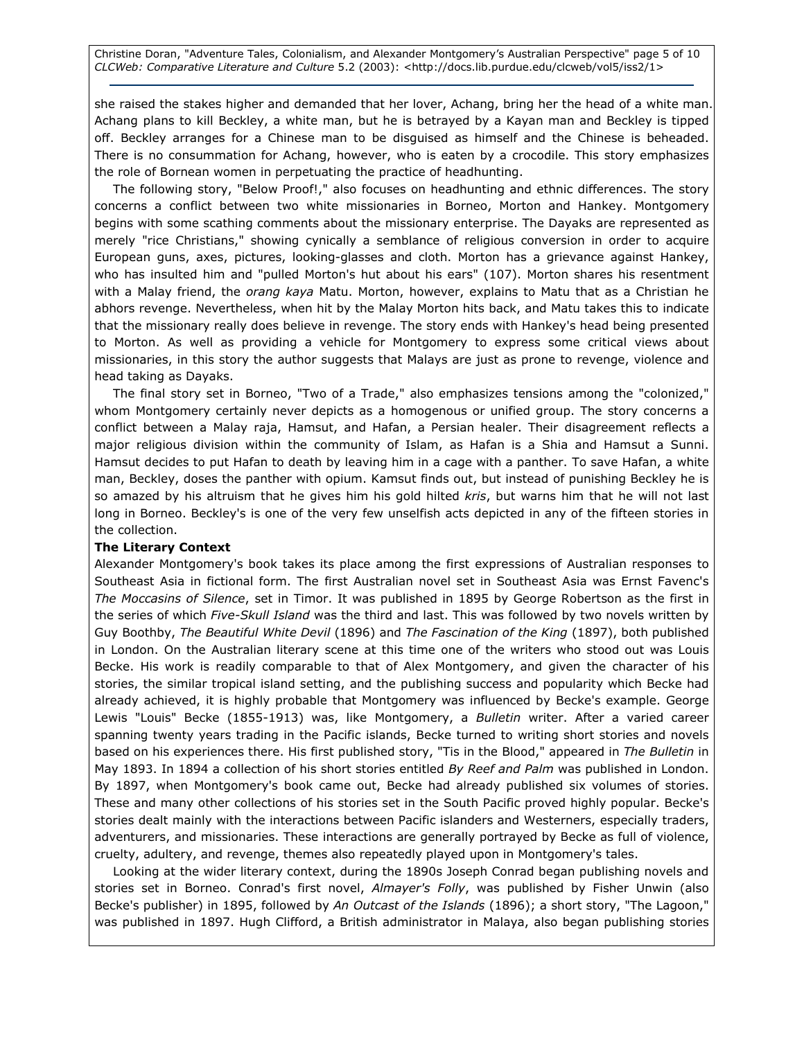she raised the stakes higher and demanded that her lover, Achang, bring her the head of a white man. Achang plans to kill Beckley, a white man, but he is betrayed by a Kayan man and Beckley is tipped off. Beckley arranges for a Chinese man to be disguised as himself and the Chinese is beheaded. There is no consummation for Achang, however, who is eaten by a crocodile. This story emphasizes the role of Bornean women in perpetuating the practice of headhunting.

The following story, "Below Proof!," also focuses on headhunting and ethnic differences. The story concerns a conflict between two white missionaries in Borneo, Morton and Hankey. Montgomery begins with some scathing comments about the missionary enterprise. The Dayaks are represented as merely "rice Christians," showing cynically a semblance of religious conversion in order to acquire European guns, axes, pictures, looking-glasses and cloth. Morton has a grievance against Hankey, who has insulted him and "pulled Morton's hut about his ears" (107). Morton shares his resentment with a Malay friend, the *orang kaya* Matu. Morton, however, explains to Matu that as a Christian he abhors revenge. Nevertheless, when hit by the Malay Morton hits back, and Matu takes this to indicate that the missionary really does believe in revenge. The story ends with Hankey's head being presented to Morton. As well as providing a vehicle for Montgomery to express some critical views about missionaries, in this story the author suggests that Malays are just as prone to revenge, violence and head taking as Dayaks.

The final story set in Borneo, "Two of a Trade," also emphasizes tensions among the "colonized," whom Montgomery certainly never depicts as a homogenous or unified group. The story concerns a conflict between a Malay raja, Hamsut, and Hafan, a Persian healer. Their disagreement reflects a major religious division within the community of Islam, as Hafan is a Shia and Hamsut a Sunni. Hamsut decides to put Hafan to death by leaving him in a cage with a panther. To save Hafan, a white man, Beckley, doses the panther with opium. Kamsut finds out, but instead of punishing Beckley he is so amazed by his altruism that he gives him his gold hilted *kris*, but warns him that he will not last long in Borneo. Beckley's is one of the very few unselfish acts depicted in any of the fifteen stories in the collection.

**The Literary Context**

Alexander Montgomery's book takes its place among the first expressions of Australian responses to Southeast Asia in fictional form. The first Australian novel set in Southeast Asia was Ernst Favenc's *The Moccasins of Silence*, set in Timor. It was published in 1895 by George Robertson as the first in the series of which *Five-Skull Island* was the third and last. This was followed by two novels written by Guy Boothby, *The Beautiful White Devil* (1896) and *The Fascination of the King* (1897), both published in London. On the Australian literary scene at this time one of the writers who stood out was Louis Becke. His work is readily comparable to that of Alex Montgomery, and given the character of his stories, the similar tropical island setting, and the publishing success and popularity which Becke had already achieved, it is highly probable that Montgomery was influenced by Becke's example. George Lewis "Louis" Becke (1855-1913) was, like Montgomery, a *Bulletin* writer. After a varied career spanning twenty years trading in the Pacific islands, Becke turned to writing short stories and novels based on his experiences there. His first published story, "Tis in the Blood," appeared in *The Bulletin* in May 1893. In 1894 a collection of his short stories entitled *By Reef and Palm* was published in London. By 1897, when Montgomery's book came out, Becke had already published six volumes of stories. These and many other collections of his stories set in the South Pacific proved highly popular. Becke's stories dealt mainly with the interactions between Pacific islanders and Westerners, especially traders, adventurers, and missionaries. These interactions are generally portrayed by Becke as full of violence, cruelty, adultery, and revenge, themes also repeatedly played upon in Montgomery's tales.

Looking at the wider literary context, during the 1890s Joseph Conrad began publishing novels and stories set in Borneo. Conrad's first novel, *Almayer's Folly*, was published by Fisher Unwin (also Becke's publisher) in 1895, followed by *An Outcast of the Islands* (1896); a short story, "The Lagoon," was published in 1897. Hugh Clifford, a British administrator in Malaya, also began publishing stories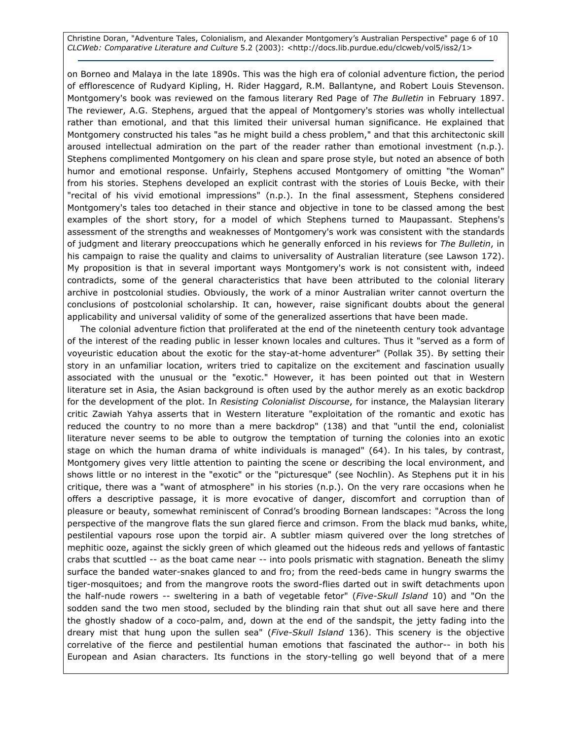on Borneo and Malaya in the late 1890s. This was the high era of colonial adventure fiction, the period of efflorescence of Rudyard Kipling, H. Rider Haggard, R.M. Ballantyne, and Robert Louis Stevenson. Montgomery's book was reviewed on the famous literary Red Page of *The Bulletin* in February 1897. The reviewer, A.G. Stephens, argued that the appeal of Montgomery's stories was wholly intellectual rather than emotional, and that this limited their universal human significance. He explained that Montgomery constructed his tales "as he might build a chess problem," and that this architectonic skill aroused intellectual admiration on the part of the reader rather than emotional investment (n.p.). Stephens complimented Montgomery on his clean and spare prose style, but noted an absence of both humor and emotional response. Unfairly, Stephens accused Montgomery of omitting "the Woman" from his stories. Stephens developed an explicit contrast with the stories of Louis Becke, with their "recital of his vivid emotional impressions" (n.p.). In the final assessment, Stephens considered Montgomery's tales too detached in their stance and objective in tone to be classed among the best examples of the short story, for a model of which Stephens turned to Maupassant. Stephens's assessment of the strengths and weaknesses of Montgomery's work was consistent with the standards of judgment and literary preoccupations which he generally enforced in his reviews for *The Bulletin*, in his campaign to raise the quality and claims to universality of Australian literature (see Lawson 172). My proposition is that in several important ways Montgomery's work is not consistent with, indeed contradicts, some of the general characteristics that have been attributed to the colonial literary archive in postcolonial studies. Obviously, the work of a minor Australian writer cannot overturn the conclusions of postcolonial scholarship. It can, however, raise significant doubts about the general applicability and universal validity of some of the generalized assertions that have been made.

The colonial adventure fiction that proliferated at the end of the nineteenth century took advantage of the interest of the reading public in lesser known locales and cultures. Thus it "served as a form of voyeuristic education about the exotic for the stay-at-home adventurer" (Pollak 35). By setting their story in an unfamiliar location, writers tried to capitalize on the excitement and fascination usually associated with the unusual or the "exotic." However, it has been pointed out that in Western literature set in Asia, the Asian background is often used by the author merely as an exotic backdrop for the development of the plot. In *Resisting Colonialist Discourse*, for instance, the Malaysian literary critic Zawiah Yahya asserts that in Western literature "exploitation of the romantic and exotic has reduced the country to no more than a mere backdrop" (138) and that "until the end, colonialist literature never seems to be able to outgrow the temptation of turning the colonies into an exotic stage on which the human drama of white individuals is managed" (64). In his tales, by contrast, Montgomery gives very little attention to painting the scene or describing the local environment, and shows little or no interest in the "exotic" or the "picturesque" (see Nochlin). As Stephens put it in his critique, there was a "want of atmosphere" in his stories (n.p.). On the very rare occasions when he offers a descriptive passage, it is more evocative of danger, discomfort and corruption than of pleasure or beauty, somewhat reminiscent of Conrad's brooding Bornean landscapes: "Across the long perspective of the mangrove flats the sun glared fierce and crimson. From the black mud banks, white, pestilential vapours rose upon the torpid air. A subtler miasm quivered over the long stretches of mephitic ooze, against the sickly green of which gleamed out the hideous reds and yellows of fantastic crabs that scuttled -- as the boat came near -- into pools prismatic with stagnation. Beneath the slimy surface the banded water-snakes glanced to and fro; from the reed-beds came in hungry swarms the tiger-mosquitoes; and from the mangrove roots the sword-flies darted out in swift detachments upon the half-nude rowers -- sweltering in a bath of vegetable fetor" (*Five-Skull Island* 10) and "On the sodden sand the two men stood, secluded by the blinding rain that shut out all save here and there the ghostly shadow of a coco-palm, and, down at the end of the sandspit, the jetty fading into the dreary mist that hung upon the sullen sea" (*Five-Skull Island* 136). This scenery is the objective correlative of the fierce and pestilential human emotions that fascinated the author-- in both his European and Asian characters. Its functions in the story-telling go well beyond that of a mere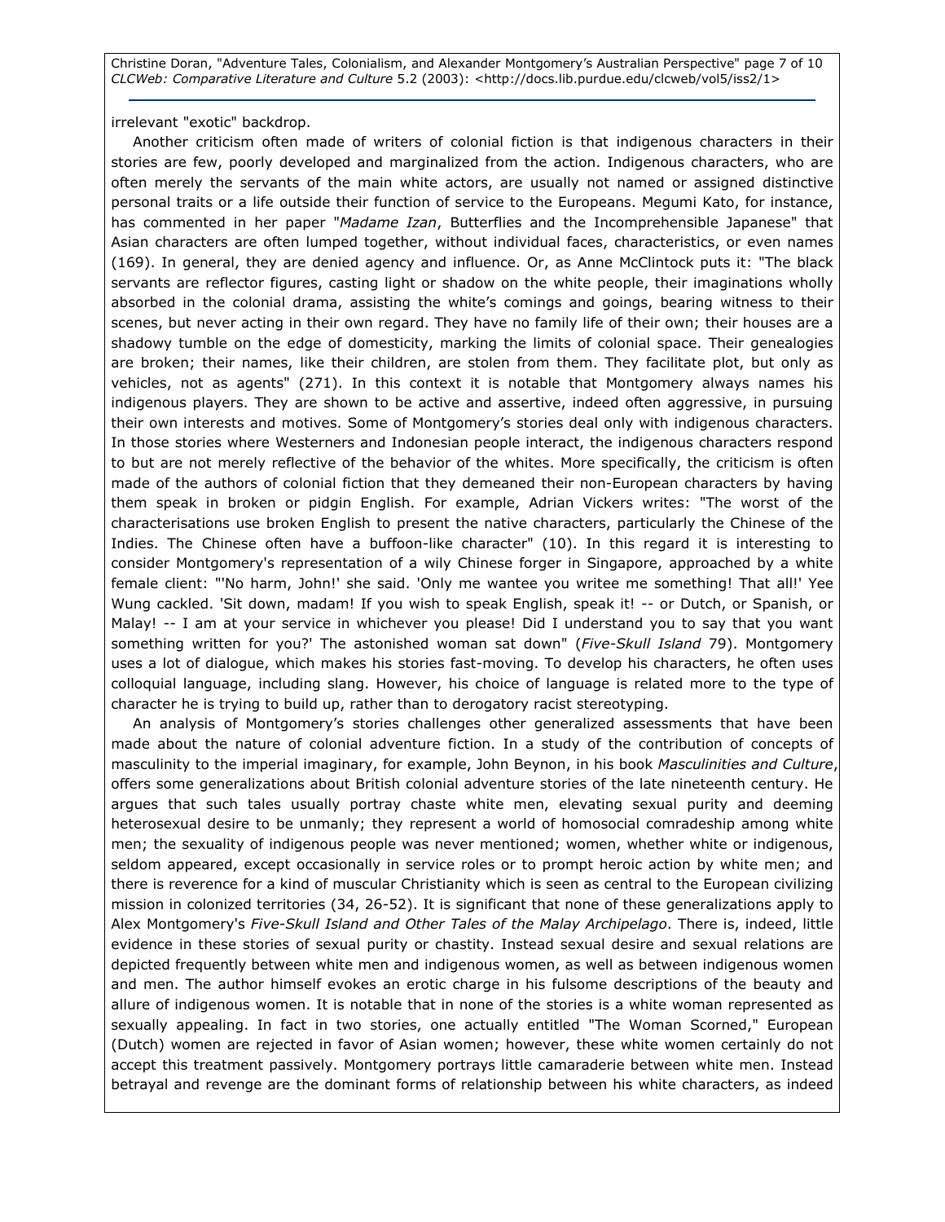irrelevant "exotic" backdrop.

Another criticism often made of writers of colonial fiction is that indigenous characters in their stories are few, poorly developed and marginalized from the action. Indigenous characters, who are often merely the servants of the main white actors, are usually not named or assigned distinctive personal traits or a life outside their function of service to the Europeans. Megumi Kato, for instance, has commented in her paper "*Madame Izan*, Butterflies and the Incomprehensible Japanese" that Asian characters are often lumped together, without individual faces, characteristics, or even names (169). In general, they are denied agency and influence. Or, as Anne McClintock puts it: "The black servants are reflector figures, casting light or shadow on the white people, their imaginations wholly absorbed in the colonial drama, assisting the white's comings and goings, bearing witness to their scenes, but never acting in their own regard. They have no family life of their own; their houses are a shadowy tumble on the edge of domesticity, marking the limits of colonial space. Their genealogies are broken; their names, like their children, are stolen from them. They facilitate plot, but only as vehicles, not as agents" (271). In this context it is notable that Montgomery always names his indigenous players. They are shown to be active and assertive, indeed often aggressive, in pursuing their own interests and motives. Some of Montgomery's stories deal only with indigenous characters. In those stories where Westerners and Indonesian people interact, the indigenous characters respond to but are not merely reflective of the behavior of the whites. More specifically, the criticism is often made of the authors of colonial fiction that they demeaned their non-European characters by having them speak in broken or pidgin English. For example, Adrian Vickers writes: "The worst of the characterisations use broken English to present the native characters, particularly the Chinese of the Indies. The Chinese often have a buffoon-like character" (10). In this regard it is interesting to consider Montgomery's representation of a wily Chinese forger in Singapore, approached by a white female client: "'No harm, John!' she said. 'Only me wantee you writee me something! That all!' Yee Wung cackled. 'Sit down, madam! If you wish to speak English, speak it! -- or Dutch, or Spanish, or Malay! -- I am at your service in whichever you please! Did I understand you to say that you want something written for you?' The astonished woman sat down" (*Five-Skull Island* 79). Montgomery uses a lot of dialogue, which makes his stories fast-moving. To develop his characters, he often uses colloquial language, including slang. However, his choice of language is related more to the type of character he is trying to build up, rather than to derogatory racist stereotyping.

An analysis of Montgomery's stories challenges other generalized assessments that have been made about the nature of colonial adventure fiction. In a study of the contribution of concepts of masculinity to the imperial imaginary, for example, John Beynon, in his book *Masculinities and Culture*, offers some generalizations about British colonial adventure stories of the late nineteenth century. He argues that such tales usually portray chaste white men, elevating sexual purity and deeming heterosexual desire to be unmanly; they represent a world of homosocial comradeship among white men; the sexuality of indigenous people was never mentioned; women, whether white or indigenous, seldom appeared, except occasionally in service roles or to prompt heroic action by white men; and there is reverence for a kind of muscular Christianity which is seen as central to the European civilizing mission in colonized territories (34, 26-52). It is significant that none of these generalizations apply to Alex Montgomery's *Five-Skull Island and Other Tales of the Malay Archipelago*. There is, indeed, little evidence in these stories of sexual purity or chastity. Instead sexual desire and sexual relations are depicted frequently between white men and indigenous women, as well as between indigenous women and men. The author himself evokes an erotic charge in his fulsome descriptions of the beauty and allure of indigenous women. It is notable that in none of the stories is a white woman represented as sexually appealing. In fact in two stories, one actually entitled "The Woman Scorned," European (Dutch) women are rejected in favor of Asian women; however, these white women certainly do not accept this treatment passively. Montgomery portrays little camaraderie between white men. Instead betrayal and revenge are the dominant forms of relationship between his white characters, as indeed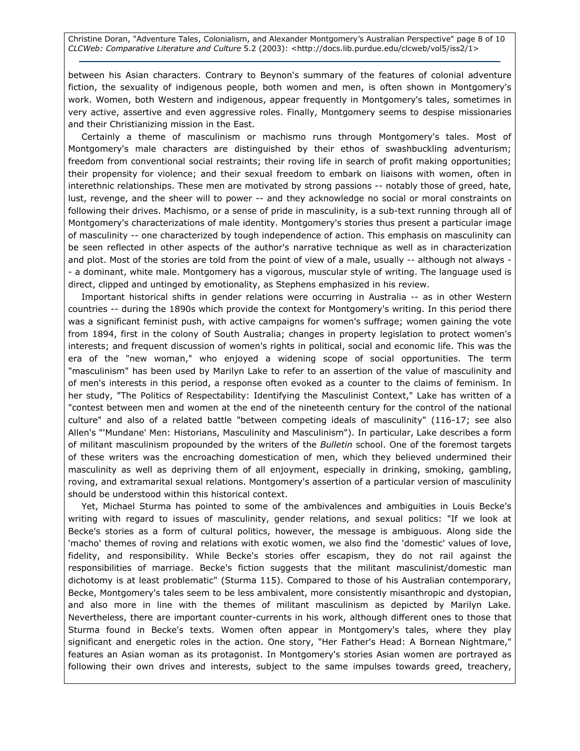between his Asian characters. Contrary to Beynon's summary of the features of colonial adventure fiction, the sexuality of indigenous people, both women and men, is often shown in Montgomery's work. Women, both Western and indigenous, appear frequently in Montgomery's tales, sometimes in very active, assertive and even aggressive roles. Finally, Montgomery seems to despise missionaries and their Christianizing mission in the East.

Certainly a theme of masculinism or machismo runs through Montgomery's tales. Most of Montgomery's male characters are distinguished by their ethos of swashbuckling adventurism; freedom from conventional social restraints; their roving life in search of profit making opportunities; their propensity for violence; and their sexual freedom to embark on liaisons with women, often in interethnic relationships. These men are motivated by strong passions -- notably those of greed, hate, lust, revenge, and the sheer will to power -- and they acknowledge no social or moral constraints on following their drives. Machismo, or a sense of pride in masculinity, is a sub-text running through all of Montgomery's characterizations of male identity. Montgomery's stories thus present a particular image of masculinity -- one characterized by tough independence of action. This emphasis on masculinity can be seen reflected in other aspects of the author's narrative technique as well as in characterization and plot. Most of the stories are told from the point of view of a male, usually -- although not always -- a dominant, white male. Montgomery has a vigorous, muscular style of writing. The language used is direct, clipped and untinged by emotionality, as Stephens emphasized in his review.

Important historical shifts in gender relations were occurring in Australia -- as in other Western countries -- during the 1890s which provide the context for Montgomery's writing. In this period there was a significant feminist push, with active campaigns for women's suffrage; women gaining the vote from 1894, first in the colony of South Australia; changes in property legislation to protect women's interests; and frequent discussion of women's rights in political, social and economic life. This was the era of the "new woman," who enjoyed a widening scope of social opportunities. The term "masculinism" has been used by Marilyn Lake to refer to an assertion of the value of masculinity and of men's interests in this period, a response often evoked as a counter to the claims of feminism. In her study, "The Politics of Respectability: Identifying the Masculinist Context," Lake has written of a "contest between men and women at the end of the nineteenth century for the control of the national culture" and also of a related battle "between competing ideals of masculinity" (116-17; see also Allen's "'Mundane' Men: Historians, Masculinity and Masculinism"). In particular, Lake describes a form of militant masculinism propounded by the writers of the *Bulletin* school. One of the foremost targets of these writers was the encroaching domestication of men, which they believed undermined their masculinity as well as depriving them of all enjoyment, especially in drinking, smoking, gambling, roving, and extramarital sexual relations. Montgomery's assertion of a particular version of masculinity should be understood within this historical context.

Yet, Michael Sturma has pointed to some of the ambivalences and ambiguities in Louis Becke's writing with regard to issues of masculinity, gender relations, and sexual politics: "If we look at Becke's stories as a form of cultural politics, however, the message is ambiguous. Along side the 'macho' themes of roving and relations with exotic women, we also find the 'domestic' values of love, fidelity, and responsibility. While Becke's stories offer escapism, they do not rail against the responsibilities of marriage. Becke's fiction suggests that the militant masculinist/domestic man dichotomy is at least problematic" (Sturma 115). Compared to those of his Australian contemporary, Becke, Montgomery's tales seem to be less ambivalent, more consistently misanthropic and dystopian, and also more in line with the themes of militant masculinism as depicted by Marilyn Lake. Nevertheless, there are important counter-currents in his work, although different ones to those that Sturma found in Becke's texts. Women often appear in Montgomery's tales, where they play significant and energetic roles in the action. One story, "Her Father's Head: A Bornean Nightmare," features an Asian woman as its protagonist. In Montgomery's stories Asian women are portrayed as following their own drives and interests, subject to the same impulses towards greed, treachery,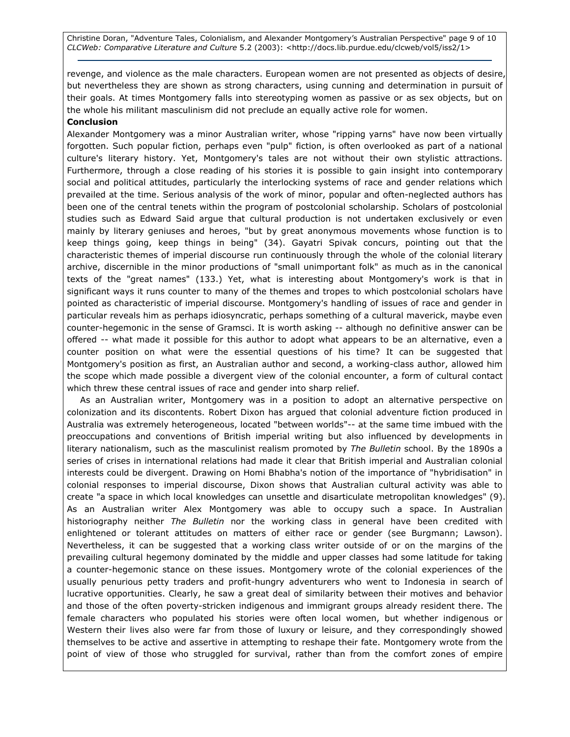revenge, and violence as the male characters. European women are not presented as objects of desire, but nevertheless they are shown as strong characters, using cunning and determination in pursuit of their goals. At times Montgomery falls into stereotyping women as passive or as sex objects, but on the whole his militant masculinism did not preclude an equally active role for women.

**Conclusion**

Alexander Montgomery was a minor Australian writer, whose "ripping yarns" have now been virtually forgotten. Such popular fiction, perhaps even "pulp" fiction, is often overlooked as part of a national culture's literary history. Yet, Montgomery's tales are not without their own stylistic attractions. Furthermore, through a close reading of his stories it is possible to gain insight into contemporary social and political attitudes, particularly the interlocking systems of race and gender relations which prevailed at the time. Serious analysis of the work of minor, popular and often-neglected authors has been one of the central tenets within the program of postcolonial scholarship. Scholars of postcolonial studies such as Edward Said argue that cultural production is not undertaken exclusively or even mainly by literary geniuses and heroes, "but by great anonymous movements whose function is to keep things going, keep things in being" (34). Gayatri Spivak concurs, pointing out that the characteristic themes of imperial discourse run continuously through the whole of the colonial literary archive, discernible in the minor productions of "small unimportant folk" as much as in the canonical texts of the "great names" (133.) Yet, what is interesting about Montgomery's work is that in significant ways it runs counter to many of the themes and tropes to which postcolonial scholars have pointed as characteristic of imperial discourse. Montgomery's handling of issues of race and gender in particular reveals him as perhaps idiosyncratic, perhaps something of a cultural maverick, maybe even counter-hegemonic in the sense of Gramsci. It is worth asking -- although no definitive answer can be offered -- what made it possible for this author to adopt what appears to be an alternative, even a counter position on what were the essential questions of his time? It can be suggested that Montgomery's position as first, an Australian author and second, a working-class author, allowed him the scope which made possible a divergent view of the colonial encounter, a form of cultural contact which threw these central issues of race and gender into sharp relief.

As an Australian writer, Montgomery was in a position to adopt an alternative perspective on colonization and its discontents. Robert Dixon has argued that colonial adventure fiction produced in Australia was extremely heterogeneous, located "between worlds"-- at the same time imbued with the preoccupations and conventions of British imperial writing but also influenced by developments in literary nationalism, such as the masculinist realism promoted by *The Bulletin* school. By the 1890s a series of crises in international relations had made it clear that British imperial and Australian colonial interests could be divergent. Drawing on Homi Bhabha's notion of the importance of "hybridisation" in colonial responses to imperial discourse, Dixon shows that Australian cultural activity was able to create "a space in which local knowledges can unsettle and disarticulate metropolitan knowledges" (9). As an Australian writer Alex Montgomery was able to occupy such a space. In Australian historiography neither *The Bulletin* nor the working class in general have been credited with enlightened or tolerant attitudes on matters of either race or gender (see Burgmann; Lawson). Nevertheless, it can be suggested that a working class writer outside of or on the margins of the prevailing cultural hegemony dominated by the middle and upper classes had some latitude for taking a counter-hegemonic stance on these issues. Montgomery wrote of the colonial experiences of the usually penurious petty traders and profit-hungry adventurers who went to Indonesia in search of lucrative opportunities. Clearly, he saw a great deal of similarity between their motives and behavior and those of the often poverty-stricken indigenous and immigrant groups already resident there. The female characters who populated his stories were often local women, but whether indigenous or Western their lives also were far from those of luxury or leisure, and they correspondingly showed themselves to be active and assertive in attempting to reshape their fate. Montgomery wrote from the point of view of those who struggled for survival, rather than from the comfort zones of empire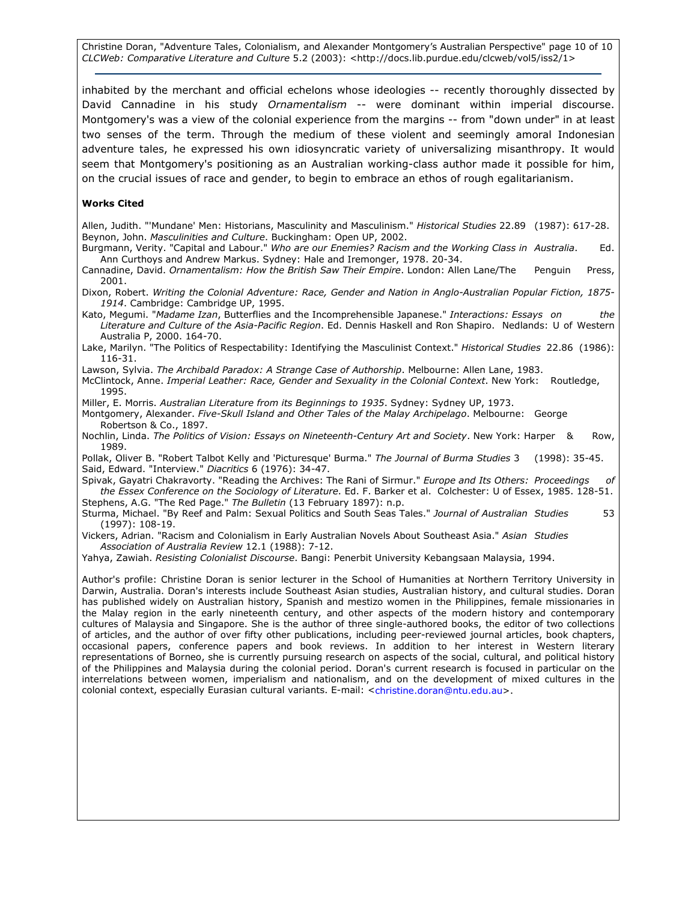inhabited by the merchant and official echelons whose ideologies -- recently thoroughly dissected by David Cannadine in his study *Ornamentalism* -- were dominant within imperial discourse. Montgomery's was a view of the colonial experience from the margins -- from "down under" in at least two senses of the term. Through the medium of these violent and seemingly amoral Indonesian adventure tales, he expressed his own idiosyncratic variety of universalizing misanthropy. It would seem that Montgomery's positioning as an Australian working-class author made it possible for him, on the crucial issues of race and gender, to begin to embrace an ethos of rough egalitarianism.

**Works Cited**

Allen, Judith. "'Mundane' Men: Historians, Masculinity and Masculinism." *Historical Studies* 22.89 (1987): 617-28.

Beynon, John. *Masculinities and Culture*. Buckingham: Open UP, 2002.

Burgmann, Verity. "Capital and Labour." *Who are our Enemies? Racism and the Working Class in Australia*. Ed. Ann Curthoys and Andrew Markus. Sydney: Hale and Iremonger, 1978. 20-34.

Cannadine, David. *Ornamentalism: How the British Saw Their Empire*. London: Allen Lane/The Penguin Press, 2001.

Dixon, Robert. *Writing the Colonial Adventure: Race, Gender and Nation in Anglo-Australian Popular Fiction, 1875-1914*. Cambridge: Cambridge UP, 1995.

Kato, Megumi. "*Madame Izan*, Butterflies and the Incomprehensible Japanese." *Interactions: Essays on the Literature and Culture of the Asia-Pacific Region*. Ed. Dennis Haskell and Ron Shapiro. Nedlands: U of Western Australia P, 2000. 164-70.

Lake, Marilyn. "The Politics of Respectability: Identifying the Masculinist Context." *Historical Studies* 22.86 (1986): 116-31.

Lawson, Sylvia. *The Archibald Paradox: A Strange Case of Authorship*. Melbourne: Allen Lane, 1983.

McClintock, Anne. *Imperial Leather: Race, Gender and Sexuality in the Colonial Context*. New York: Routledge, 1995.

Miller, E. Morris. *Australian Literature from its Beginnings to 1935*. Sydney: Sydney UP, 1973.

Montgomery, Alexander. *Five-Skull Island and Other Tales of the Malay Archipelago*. Melbourne: George Robertson & Co., 1897.

Nochlin, Linda. *The Politics of Vision: Essays on Nineteenth-Century Art and Society*. New York: Harper & Row, 1989.

Pollak, Oliver B. "Robert Talbot Kelly and 'Picturesque' Burma." *The Journal of Burma Studies* 3 (1998): 35-45.

Said, Edward. "Interview." *Diacritics* 6 (1976): 34-47.

Spivak, Gayatri Chakravorty. "Reading the Archives: The Rani of Sirmur." *Europe and Its Others: Proceedings of the Essex Conference on the Sociology of Literature*. Ed. F. Barker et al. Colchester: U of Essex, 1985. 128-51.

Stephens, A.G. "The Red Page." *The Bulletin* (13 February 1897): n.p.

Sturma, Michael. "By Reef and Palm: Sexual Politics and South Seas Tales." *Journal of Australian Studies* 53 (1997): 108-19.

Vickers, Adrian. "Racism and Colonialism in Early Australian Novels About Southeast Asia." *Asian Studies Association of Australia Review* 12.1 (1988): 7-12.

Yahya, Zawiah. *Resisting Colonialist Discourse*. Bangi: Penerbit University Kebangsaan Malaysia, 1994.

Author's profile: Christine Doran is senior lecturer in the School of Humanities at Northern Territory University in Darwin, Australia. Doran's interests include Southeast Asian studies, Australian history, and cultural studies. Doran has published widely on Australian history, Spanish and mestizo women in the Philippines, female missionaries in the Malay region in the early nineteenth century, and other aspects of the modern history and contemporary cultures of Malaysia and Singapore. She is the author of three single-authored books, the editor of two collections of articles, and the author of over fifty other publications, including peer-reviewed journal articles, book chapters, occasional papers, conference papers and book reviews. In addition to her interest in Western literary representations of Borneo, she is currently pursuing research on aspects of the social, cultural, and political history of the Philippines and Malaysia during the colonial period. Doran's current research is focused in particular on the interrelations between women, imperialism and nationalism, and on the development of mixed cultures in the colonial context, especially Eurasian cultural variants. E-mail: <christine.doran@ntu.edu.au>.